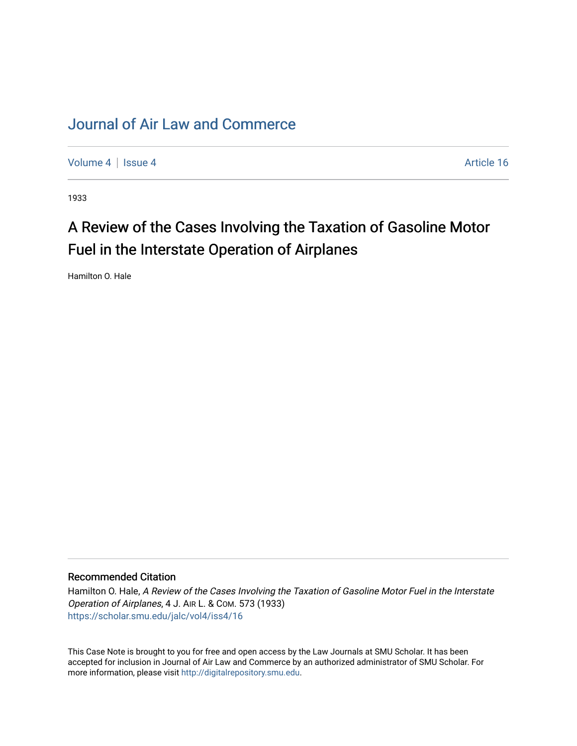# Journal of Air Law and Commerce

Volume 4 | Issue 4 Article 16

1933

## A Review of the Cases Involving the Taxation of Gasoline Motor Fuel in the Interstate Operation of Airplanes

Hamilton O. Hale

### Recommended Citation

Hamilton O. Hale, *A Review of the Cases Involving the Taxation of Gasoline Motor Fuel in the Interstate Operation of Airplanes*, 4 J. AIR L. & COM. 573 (1933)
https://scholar.smu.edu/jalc/vol4/iss4/16

This Case Note is brought to you for free and open access by the Law Journals at SMU Scholar. It has been accepted for inclusion in Journal of Air Law and Commerce by an authorized administrator of SMU Scholar. For more information, please visit http://digitalrepository.smu.edu.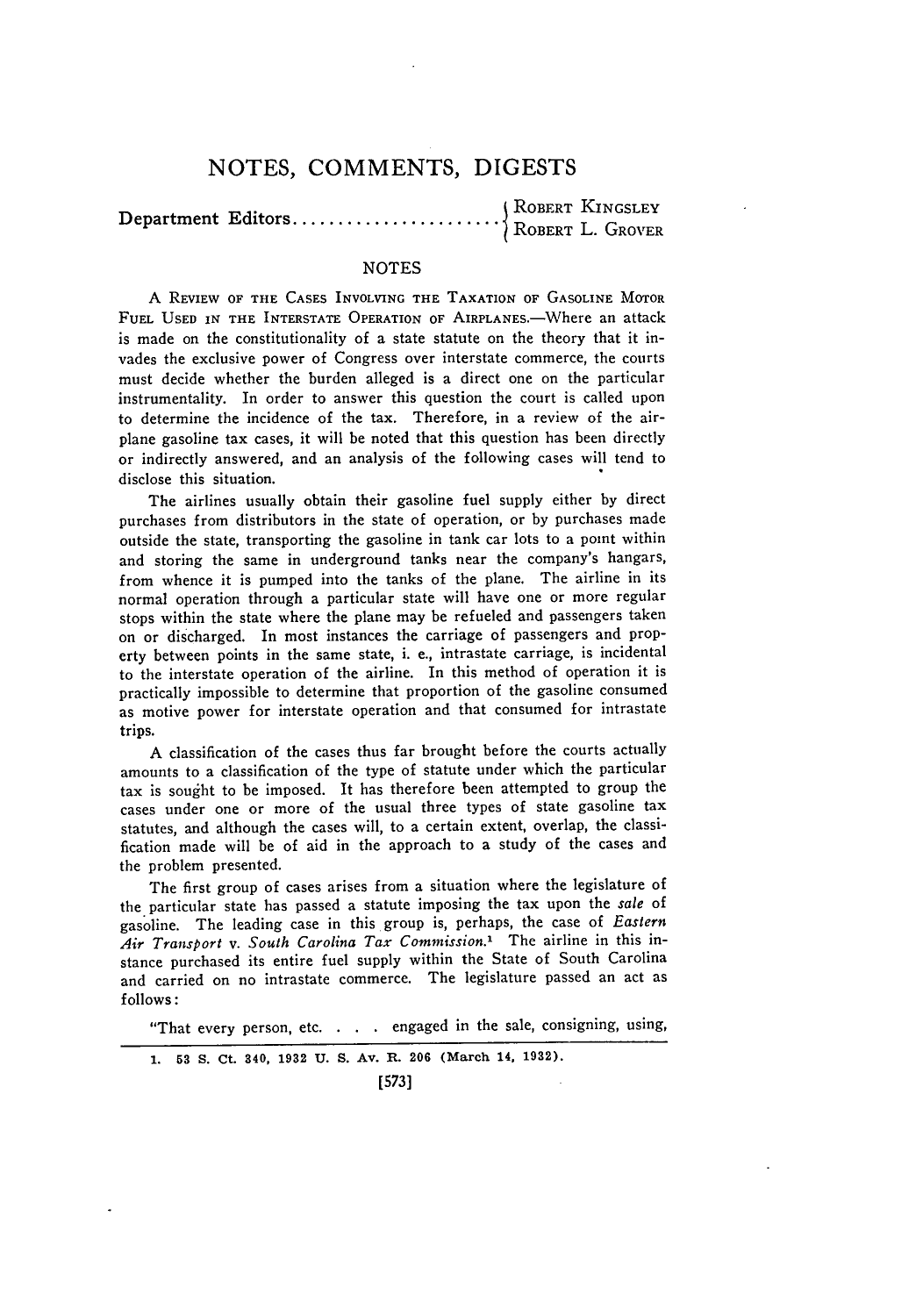# NOTES, COMMENTS, DIGESTS

Department Editors........................ ROBERT KINGSLEY
ROBERT L. GROVER

## NOTES

A REVIEW OF THE CASES INVOLVING THE TAXATION OF GASOLINE MOTOR FUEL USED IN THE INTERSTATE OPERATION OF AIRPLANES.—Where an attack is made on the constitutionality of a state statute on the theory that it invades the exclusive power of Congress over interstate commerce, the courts must decide whether the burden alleged is a direct one on the particular instrumentality. In order to answer this question the court is called upon to determine the incidence of the tax. Therefore, in a review of the airplane gasoline tax cases, it will be noted that this question has been directly or indirectly answered, and an analysis of the following cases will tend to disclose this situation.

The airlines usually obtain their gasoline fuel supply either by direct purchases from distributors in the state of operation, or by purchases made outside the state, transporting the gasoline in tank car lots to a point within and storing the same in underground tanks near the company's hangars, from whence it is pumped into the tanks of the plane. The airline in its normal operation through a particular state will have one or more regular stops within the state where the plane may be refueled and passengers taken on or discharged. In most instances the carriage of passengers and property between points in the same state, i. e., intrastate carriage, is incidental to the interstate operation of the airline. In this method of operation it is practically impossible to determine that proportion of the gasoline consumed as motive power for interstate operation and that consumed for intrastate trips.

A classification of the cases thus far brought before the courts actually amounts to a classification of the type of statute under which the particular tax is sought to be imposed. It has therefore been attempted to group the cases under one or more of the usual three types of state gasoline tax statutes, and although the cases will, to a certain extent, overlap, the classification made will be of aid in the approach to a study of the cases and the problem presented.

The first group of cases arises from a situation where the legislature of the particular state has passed a statute imposing the tax upon the *sale* of gasoline. The leading case in this group is, perhaps, the case of *Eastern Air Transport* v. *South Carolina Tax Commission*.[1] The airline in this instance purchased its entire fuel supply within the State of South Carolina and carried on no intrastate commerce. The legislature passed an act as follows:

"That every person, etc. . . . engaged in the sale, consigning, using,

---

1. 53 S. Ct. 340, 1932 U. S. Av. R. 206 (March 14, 1932).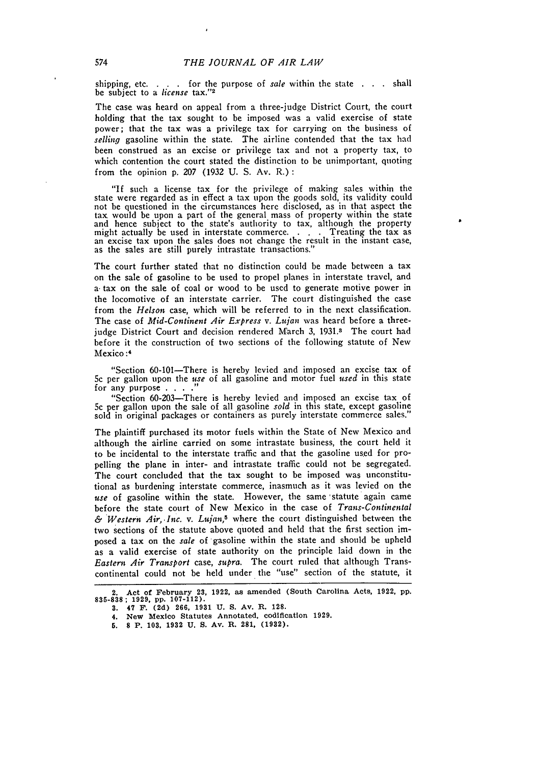shipping, etc. . . . for the purpose of *sale* within the state . . . shall be subject to a *license* tax."[2]

The case was heard on appeal from a three-judge District Court, the court holding that the tax sought to be imposed was a valid exercise of state power; that the tax was a privilege tax for carrying on the business of *selling* gasoline within the state. The airline contended that the tax had been construed as an excise or privilege tax and not a property tax, to which contention the court stated the distinction to be unimportant, quoting from the opinion p. 207 (1932 U. S. Av. R.):

> "If such a license tax for the privilege of making sales within the state were regarded as in effect a tax upon the goods sold, its validity could not be questioned in the circumstances here disclosed, as in that aspect the tax would be upon a part of the general mass of property within the state and hence subject to the state's authority to tax, although the property might actually be used in interstate commerce. . . . Treating the tax as an excise tax upon the sales does not change the result in the instant case, as the sales are still purely intrastate transactions."

The court further stated that no distinction could be made between a tax on the sale of gasoline to be used to propel planes in interstate travel, and a tax on the sale of coal or wood to be used to generate motive power in the locomotive of an interstate carrier. The court distinguished the case from the *Helson* case, which will be referred to in the next classification. The case of *Mid-Continent Air Express* v. *Lujan* was heard before a three-judge District Court and decision rendered March 3, 1931.[3] The court had before it the construction of two sections of the following statute of New Mexico:[4]

> "Section 60-101—There is hereby levied and imposed an excise tax of 5c per gallon upon the *use* of all gasoline and motor fuel *used* in this state for any purpose . . . ."
>
> "Section 60-203—There is hereby levied and imposed an excise tax of 5c per gallon upon the sale of all gasoline *sold* in this state, except gasoline sold in original packages or containers as purely interstate commerce sales."

The plaintiff purchased its motor fuels within the State of New Mexico and although the airline carried on some intrastate business, the court held it to be incidental to the interstate traffic and that the gasoline used for propelling the plane in inter- and intrastate traffic could not be segregated. The court concluded that the tax sought to be imposed was unconstitutional as burdening interstate commerce, inasmuch as it was levied on the *use* of gasoline within the state. However, the same statute again came before the state court of New Mexico in the case of *Trans-Continental & Western Air, Inc.* v. *Lujan*,[5] where the court distinguished between the two sections of the statute above quoted and held that the first section imposed a tax on the *sale* of gasoline within the state and should be upheld as a valid exercise of state authority on the principle laid down in the *Eastern Air Transport* case, *supra*. The court ruled that although Transcontinental could not be held under the "use" section of the statute, it

---

2. Act of February 23, 1922, as amended (South Carolina Acts, 1922, pp. 835-838; 1929, pp. 107-112).

3. 47 F. (2d) 266, 1931 U. S. Av. R. 128.

4. New Mexico Statutes Annotated, codification 1929.

5. 8 P. 103, 1932 U. S. Av. R. 281, (1932).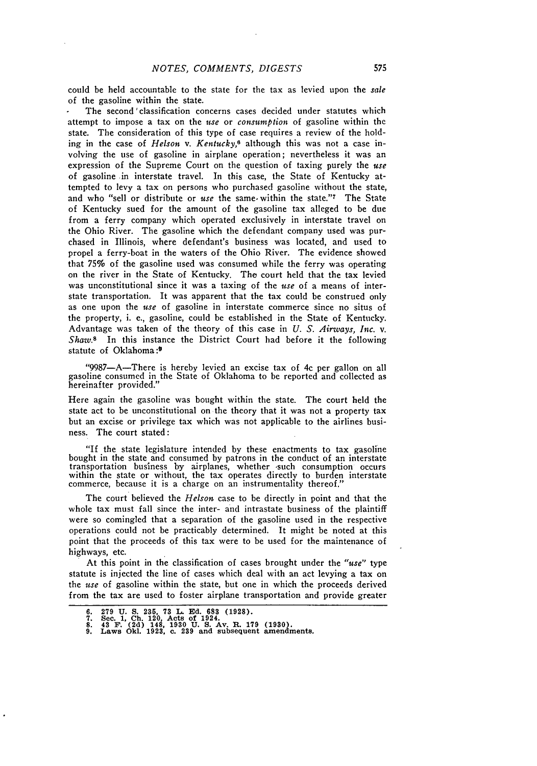could be held accountable to the state for the tax as levied upon the *sale* of the gasoline within the state.

The second classification concerns cases decided under statutes which attempt to impose a tax on the *use* or *consumption* of gasoline within the state. The consideration of this type of case requires a review of the holding in the case of *Helson* v. *Kentucky*,[6] although this was not a case involving the use of gasoline in airplane operation; nevertheless it was an expression of the Supreme Court on the question of taxing purely the *use* of gasoline in interstate travel. In this case, the State of Kentucky attempted to levy a tax on persons who purchased gasoline without the state, and who "sell or distribute or *use* the same within the state."[7] The State of Kentucky sued for the amount of the gasoline tax alleged to be due from a ferry company which operated exclusively in interstate travel on the Ohio River. The gasoline which the defendant company used was purchased in Illinois, where defendant's business was located, and used to propel a ferry-boat in the waters of the Ohio River. The evidence showed that 75% of the gasoline used was consumed while the ferry was operating on the river in the State of Kentucky. The court held that the tax levied was unconstitutional since it was a taxing of the *use* of a means of interstate transportation. It was apparent that the tax could be construed only as one upon the *use* of gasoline in interstate commerce since no situs of the property, i. e., gasoline, could be established in the State of Kentucky. Advantage was taken of the theory of this case in *U. S. Airways, Inc.* v. *Shaw*.[8] In this instance the District Court had before it the following statute of Oklahoma:[9]

> "9987—A—There is hereby levied an excise tax of 4c per gallon on all gasoline consumed in the State of Oklahoma to be reported and collected as hereinafter provided."

Here again the gasoline was bought within the state. The court held the state act to be unconstitutional on the theory that it was not a property tax but an excise or privilege tax which was not applicable to the airlines business. The court stated:

> "If the state legislature intended by these enactments to tax gasoline bought in the state and consumed by patrons in the conduct of an interstate transportation business by airplanes, whether such consumption occurs within the state or without, the tax operates directly to burden interstate commerce, because it is a charge on an instrumentality thereof."

The court believed the *Helson* case to be directly in point and that the whole tax must fall since the inter- and intrastate business of the plaintiff were so comingled that a separation of the gasoline used in the respective operations could not be practicably determined. It might be noted at this point that the proceeds of this tax were to be used for the maintenance of highways, etc.

At this point in the classification of cases brought under the *"use"* type statute is injected the line of cases which deal with an act levying a tax on the *use* of gasoline within the state, but one in which the proceeds derived from the tax are used to foster airplane transportation and provide greater

---

6. 279 U. S. 235, 73 L. Ed. 683 (1928).
7. Sec. 1, Ch. 120, Acts of 1924.
8. 43 F. (2d) 148, 1930 U. S. Av. R. 179 (1930).
9. Laws Okl. 1923, c. 239 and subsequent amendments.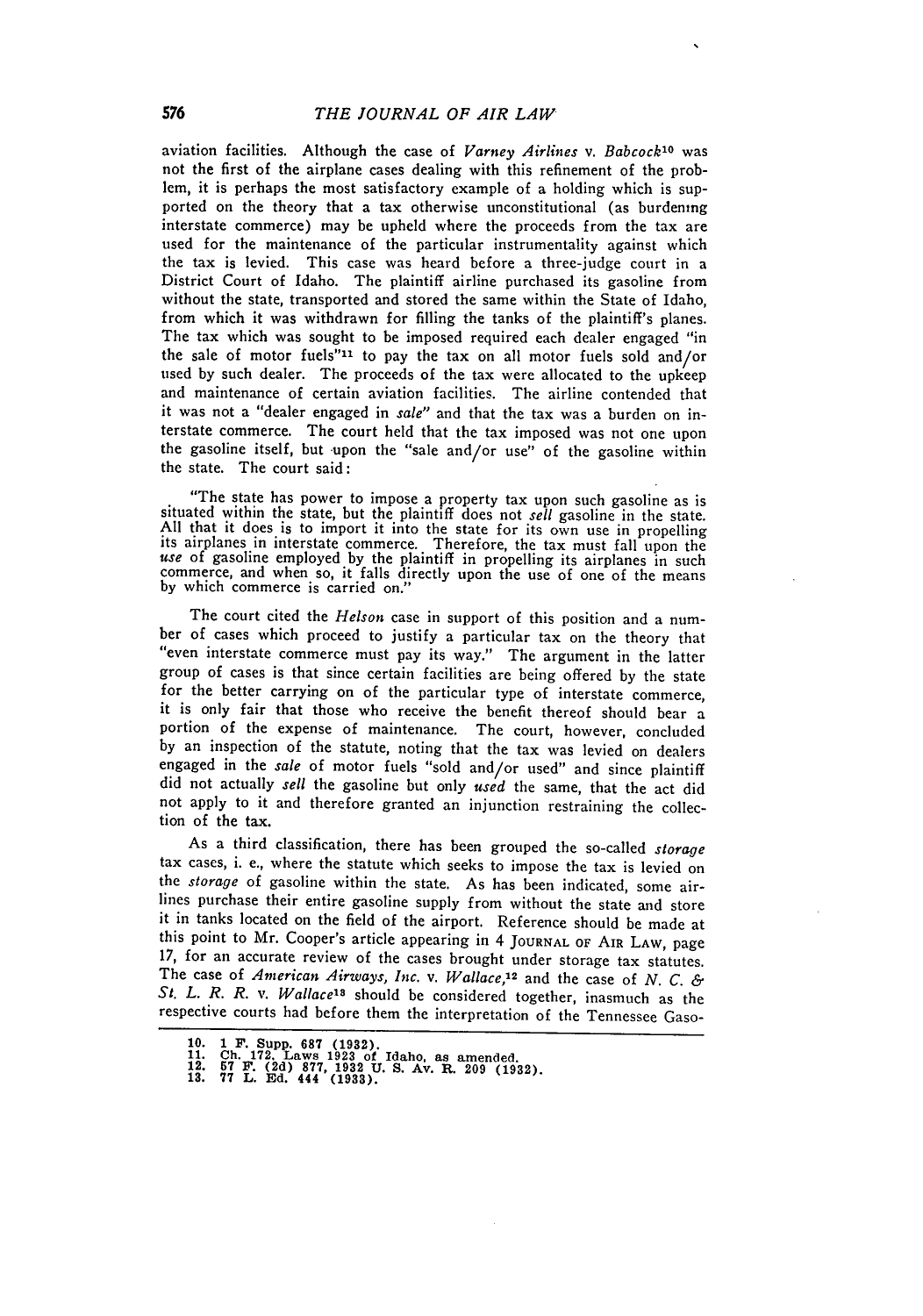aviation facilities. Although the case of *Varney Airlines* v. *Babcock*[10] was not the first of the airplane cases dealing with this refinement of the problem, it is perhaps the most satisfactory example of a holding which is supported on the theory that a tax otherwise unconstitutional (as burdening interstate commerce) may be upheld where the proceeds from the tax are used for the maintenance of the particular instrumentality against which the tax is levied. This case was heard before a three-judge court in a District Court of Idaho. The plaintiff airline purchased its gasoline from without the state, transported and stored the same within the State of Idaho, from which it was withdrawn for filling the tanks of the plaintiff's planes. The tax which was sought to be imposed required each dealer engaged "in the sale of motor fuels"[11] to pay the tax on all motor fuels sold and/or used by such dealer. The proceeds of the tax were allocated to the upkeep and maintenance of certain aviation facilities. The airline contended that it was not a "dealer engaged in *sale*" and that the tax was a burden on interstate commerce. The court held that the tax imposed was not one upon the gasoline itself, but upon the "sale and/or use" of the gasoline within the state. The court said:

> "The state has power to impose a property tax upon such gasoline as is situated within the state, but the plaintiff does not *sell* gasoline in the state. All that it does is to import it into the state for its own use in propelling its airplanes in interstate commerce. Therefore, the tax must fall upon the *use* of gasoline employed by the plaintiff in propelling its airplanes in such commerce, and when so, it falls directly upon the use of one of the means by which commerce is carried on."

The court cited the *Helson* case in support of this position and a number of cases which proceed to justify a particular tax on the theory that "even interstate commerce must pay its way." The argument in the latter group of cases is that since certain facilities are being offered by the state for the better carrying on of the particular type of interstate commerce, it is only fair that those who receive the benefit thereof should bear a portion of the expense of maintenance. The court, however, concluded by an inspection of the statute, noting that the tax was levied on dealers engaged in the *sale* of motor fuels "sold and/or used" and since plaintiff did not actually *sell* the gasoline but only *used* the same, that the act did not apply to it and therefore granted an injunction restraining the collection of the tax.

As a third classification, there has been grouped the so-called *storage* tax cases, i. e., where the statute which seeks to impose the tax is levied on the *storage* of gasoline within the state. As has been indicated, some airlines purchase their entire gasoline supply from without the state and store it in tanks located on the field of the airport. Reference should be made at this point to Mr. Cooper's article appearing in 4 JOURNAL OF AIR LAW, page 17, for an accurate review of the cases brought under storage tax statutes. The case of *American Airways, Inc.* v. *Wallace*,[12] and the case of *N. C. & St. L. R. R.* v. *Wallace*[13] should be considered together, inasmuch as the respective courts had before them the interpretation of the Tennessee Gaso-

---

10. 1 F. Supp. 687 (1932).
11. Ch. 172, Laws 1923 of Idaho, as amended.
12. 57 F. (2d) 877, 1932 U. S. Av. R. 209 (1932).
13. 77 L. Ed. 444 (1933).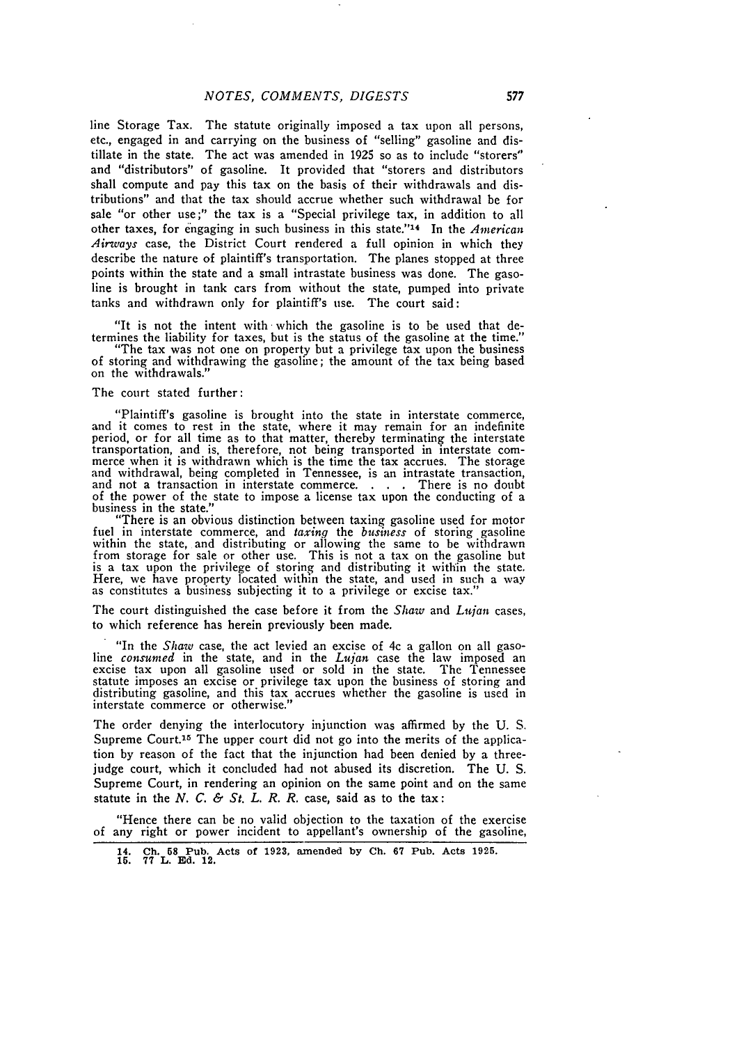line Storage Tax. The statute originally imposed a tax upon all persons, etc., engaged in and carrying on the business of "selling" gasoline and distillate in the state. The act was amended in 1925 so as to include "storers" and "distributors" of gasoline. It provided that "storers and distributors shall compute and pay this tax on the basis of their withdrawals and distributions" and that the tax should accrue whether such withdrawal be for sale "or other use;" the tax is a "Special privilege tax, in addition to all other taxes, for engaging in such business in this state."[14] In the *American Airways* case, the District Court rendered a full opinion in which they describe the nature of plaintiff's transportation. The planes stopped at three points within the state and a small intrastate business was done. The gasoline is brought in tank cars from without the state, pumped into private tanks and withdrawn only for plaintiff's use. The court said:

> "It is not the intent with which the gasoline is to be used that determines the liability for taxes, but is the status of the gasoline at the time."
>
> "The tax was not one on property but a privilege tax upon the business of storing and withdrawing the gasoline; the amount of the tax being based on the withdrawals."

The court stated further:

> "Plaintiff's gasoline is brought into the state in interstate commerce, and it comes to rest in the state, where it may remain for an indefinite period, or for all time as to that matter, thereby terminating the interstate transportation, and is, therefore, not being transported in interstate commerce when it is withdrawn which is the time the tax accrues. The storage and withdrawal, being completed in Tennessee, is an intrastate transaction, and not a transaction in interstate commerce. . . . There is no doubt of the power of the state to impose a license tax upon the conducting of a business in the state."
>
> "There is an obvious distinction between taxing gasoline used for motor fuel in interstate commerce, and *taxing* the *business* of storing gasoline within the state, and distributing or allowing the same to be withdrawn from storage for sale or other use. This is not a tax on the gasoline but is a tax upon the privilege of storing and distributing it within the state. Here, we have property located within the state, and used in such a way as constitutes a business subjecting it to a privilege or excise tax."

The court distinguished the case before it from the *Shaw* and *Lujan* cases, to which reference has herein previously been made.

> "In the *Shaw* case, the act levied an excise of 4c a gallon on all gasoline *consumed* in the state, and in the *Lujan* case the law imposed an excise tax upon all gasoline used or sold in the state. The Tennessee statute imposes an excise or privilege tax upon the business of storing and distributing gasoline, and this tax accrues whether the gasoline is used in interstate commerce or otherwise."

The order denying the interlocutory injunction was affirmed by the U. S. Supreme Court.[15] The upper court did not go into the merits of the application by reason of the fact that the injunction had been denied by a three-judge court, which it concluded had not abused its discretion. The U. S. Supreme Court, in rendering an opinion on the same point and on the same statute in the *N. C. & St. L. R. R.* case, said as to the tax:

> "Hence there can be no valid objection to the taxation of the exercise of any right or power incident to appellant's ownership of the gasoline,

---

14. Ch. 58 Pub. Acts of 1923, amended by Ch. 67 Pub. Acts 1925.
15. 77 L. Ed. 12.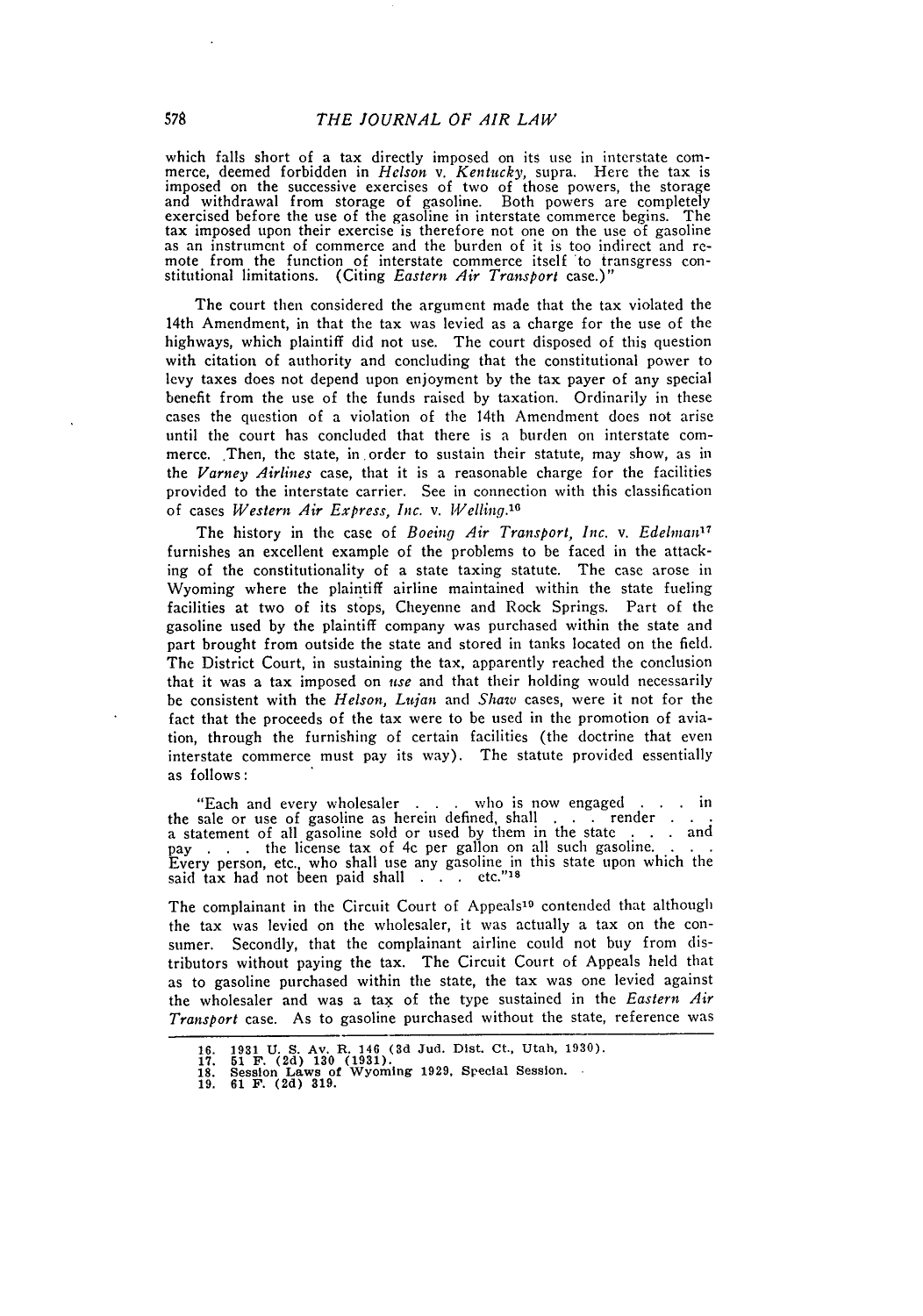which falls short of a tax directly imposed on its use in interstate commerce, deemed forbidden in *Helson* v. *Kentucky*, supra. Here the tax is imposed on the successive exercises of two of those powers, the storage and withdrawal from storage of gasoline. Both powers are completely exercised before the use of the gasoline in interstate commerce begins. The tax imposed upon their exercise is therefore not one on the use of gasoline as an instrument of commerce and the burden of it is too indirect and remote from the function of interstate commerce itself to transgress constitutional limitations. (Citing *Eastern Air Transport* case.)"

The court then considered the argument made that the tax violated the 14th Amendment, in that the tax was levied as a charge for the use of the highways, which plaintiff did not use. The court disposed of this question with citation of authority and concluding that the constitutional power to levy taxes does not depend upon enjoyment by the tax payer of any special benefit from the use of the funds raised by taxation. Ordinarily in these cases the question of a violation of the 14th Amendment does not arise until the court has concluded that there is a burden on interstate commerce. Then, the state, in order to sustain their statute, may show, as in the *Varney Airlines* case, that it is a reasonable charge for the facilities provided to the interstate carrier. See in connection with this classification of cases *Western Air Express, Inc.* v. *Welling*.[16]

The history in the case of *Boeing Air Transport, Inc.* v. *Edelman*[17] furnishes an excellent example of the problems to be faced in the attacking of the constitutionality of a state taxing statute. The case arose in Wyoming where the plaintiff airline maintained within the state fueling facilities at two of its stops, Cheyenne and Rock Springs. Part of the gasoline used by the plaintiff company was purchased within the state and part brought from outside the state and stored in tanks located on the field. The District Court, in sustaining the tax, apparently reached the conclusion that it was a tax imposed on *use* and that their holding would necessarily be consistent with the *Helson*, *Lujan* and *Shaw* cases, were it not for the fact that the proceeds of the tax were to be used in the promotion of aviation, through the furnishing of certain facilities (the doctrine that even interstate commerce must pay its way). The statute provided essentially as follows:

"Each and every wholesaler . . . who is now engaged . . . in the sale or use of gasoline as herein defined, shall . . . render . . . a statement of all gasoline sold or used by them in the state . . . and pay . . . the license tax of 4c per gallon on all such gasoline. . . . Every person, etc., who shall use any gasoline in this state upon which the said tax had not been paid shall . . . etc."[18]

The complainant in the Circuit Court of Appeals[19] contended that although the tax was levied on the wholesaler, it was actually a tax on the consumer. Secondly, that the complainant airline could not buy from distributors without paying the tax. The Circuit Court of Appeals held that as to gasoline purchased within the state, the tax was one levied against the wholesaler and was a tax of the type sustained in the *Eastern Air Transport* case. As to gasoline purchased without the state, reference was

16. 1931 U. S. Av. R. 146 (3d Jud. Dist. Ct., Utah, 1930).
17. 51 F. (2d) 130 (1931).
18. Session Laws of Wyoming 1929, Special Session.
19. 61 F. (2d) 319.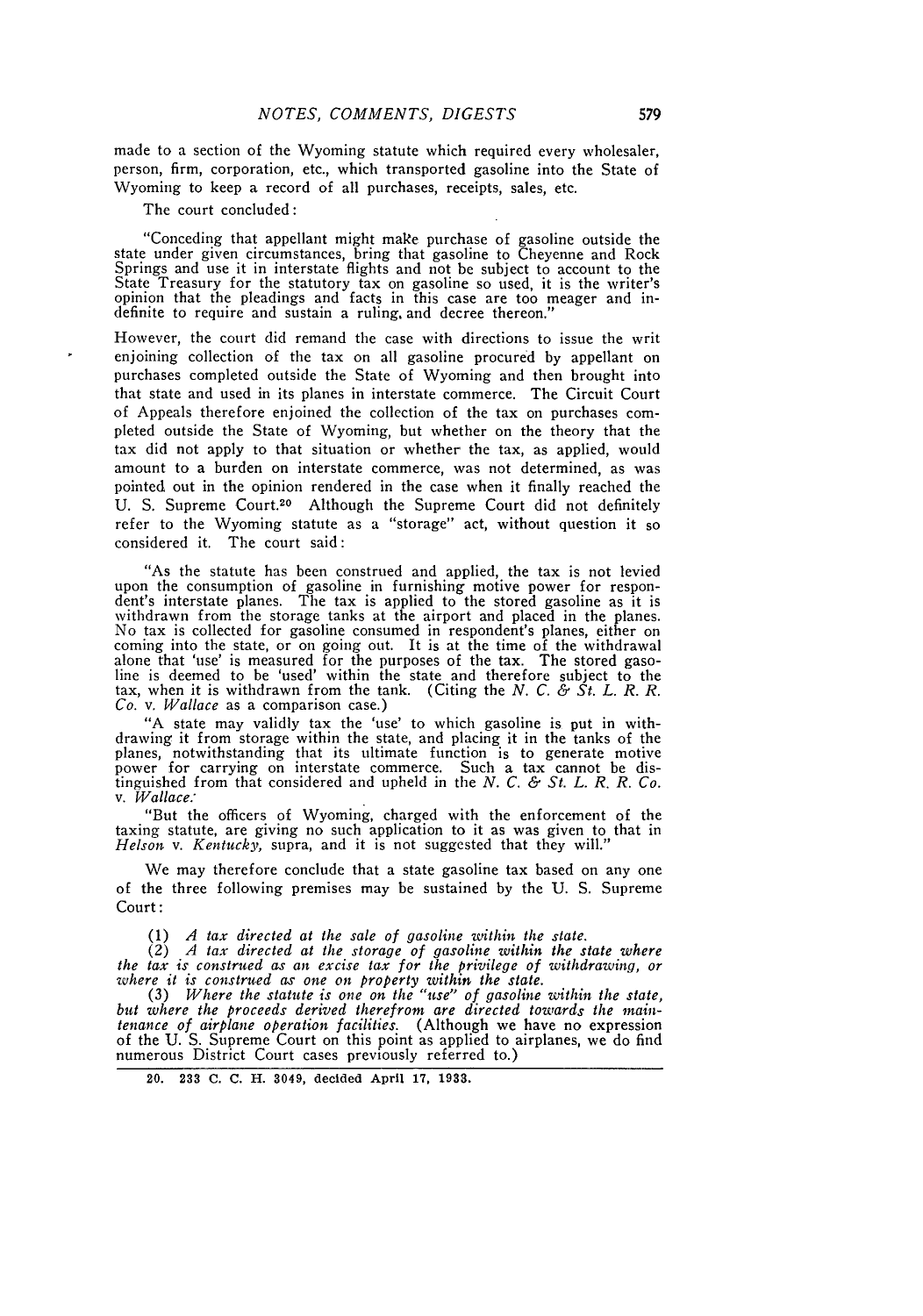made to a section of the Wyoming statute which required every wholesaler, person, firm, corporation, etc., which transported gasoline into the State of Wyoming to keep a record of all purchases, receipts, sales, etc.

The court concluded:

> "Conceding that appellant might make purchase of gasoline outside the state under given circumstances, bring that gasoline to Cheyenne and Rock Springs and use it in interstate flights and not be subject to account to the State Treasury for the statutory tax on gasoline so used, it is the writer's opinion that the pleadings and facts in this case are too meager and indefinite to require and sustain a ruling, and decree thereon."

However, the court did remand the case with directions to issue the writ enjoining collection of the tax on all gasoline procured by appellant on purchases completed outside the State of Wyoming and then brought into that state and used in its planes in interstate commerce. The Circuit Court of Appeals therefore enjoined the collection of the tax on purchases completed outside the State of Wyoming, but whether on the theory that the tax did not apply to that situation or whether the tax, as applied, would amount to a burden on interstate commerce, was not determined, as was pointed out in the opinion rendered in the case when it finally reached the U. S. Supreme Court.[20] Although the Supreme Court did not definitely refer to the Wyoming statute as a "storage" act, without question it so considered it. The court said:

> "As the statute has been construed and applied, the tax is not levied upon the consumption of gasoline in furnishing motive power for respondent's interstate planes. The tax is applied to the stored gasoline as it is withdrawn from the storage tanks at the airport and placed in the planes. No tax is collected for gasoline consumed in respondent's planes, either on coming into the state, or on going out. It is at the time of the withdrawal alone that 'use' is measured for the purposes of the tax. The stored gasoline is deemed to be 'used' within the state and therefore subject to the tax, when it is withdrawn from the tank. (Citing the *N. C. & St. L. R. R. Co.* v. *Wallace* as a comparison case.)
>
> "A state may validly tax the 'use' to which gasoline is put in withdrawing it from storage within the state, and placing it in the tanks of the planes, notwithstanding that its ultimate function is to generate motive power for carrying on interstate commerce. Such a tax cannot be distinguished from that considered and upheld in the *N. C. & St. L. R. R. Co.* v. *Wallace*.
>
> "But the officers of Wyoming, charged with the enforcement of the taxing statute, are giving no such application to it as was given to that in *Helson* v. *Kentucky*, supra, and it is not suggested that they will."

We may therefore conclude that a state gasoline tax based on any one of the three following premises may be sustained by the U. S. Supreme Court:

(1) *A tax directed at the sale of gasoline within the state.*

(2) *A tax directed at the storage of gasoline within the state where the tax is construed as an excise tax for the privilege of withdrawing, or where it is construed as one on property within the state.*

(3) *Where the statute is one on the "use" of gasoline within the state, but where the proceeds derived therefrom are directed towards the maintenance of airplane operation facilities.* (Although we have no expression of the U. S. Supreme Court on this point as applied to airplanes, we do find numerous District Court cases previously referred to.)

20. 233 C. C. H. 3049, decided April 17, 1933.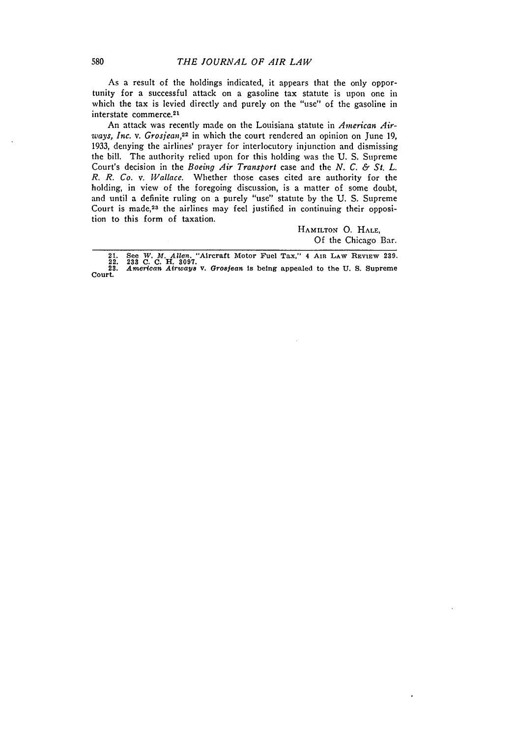As a result of the holdings indicated, it appears that the only opportunity for a successful attack on a gasoline tax statute is upon one in which the tax is levied directly and purely on the "use" of the gasoline in interstate commerce.[21]

An attack was recently made on the Louisiana statute in *American Airways, Inc.* v. *Grosjean*,[22] in which the court rendered an opinion on June 19, 1933, denying the airlines' prayer for interlocutory injunction and dismissing the bill. The authority relied upon for this holding was the U. S. Supreme Court's decision in the *Boeing Air Transport* case and the *N. C. & St. L. R. R. Co.* v. *Wallace*. Whether those cases cited are authority for the holding, in view of the foregoing discussion, is a matter of some doubt, and until a definite ruling on a purely "use" statute by the U. S. Supreme Court is made,[23] the airlines may feel justified in continuing their opposition to this form of taxation.

HAMILTON O. HALE,
Of the Chicago Bar.

---

21. See *W. M. Allen*, "Aircraft Motor Fuel Tax," 4 AIR LAW REVIEW 239.
22. 233 C. C. H. 3097.
23. *American Airways* v. *Grosjean* is being appealed to the U. S. Supreme Court.